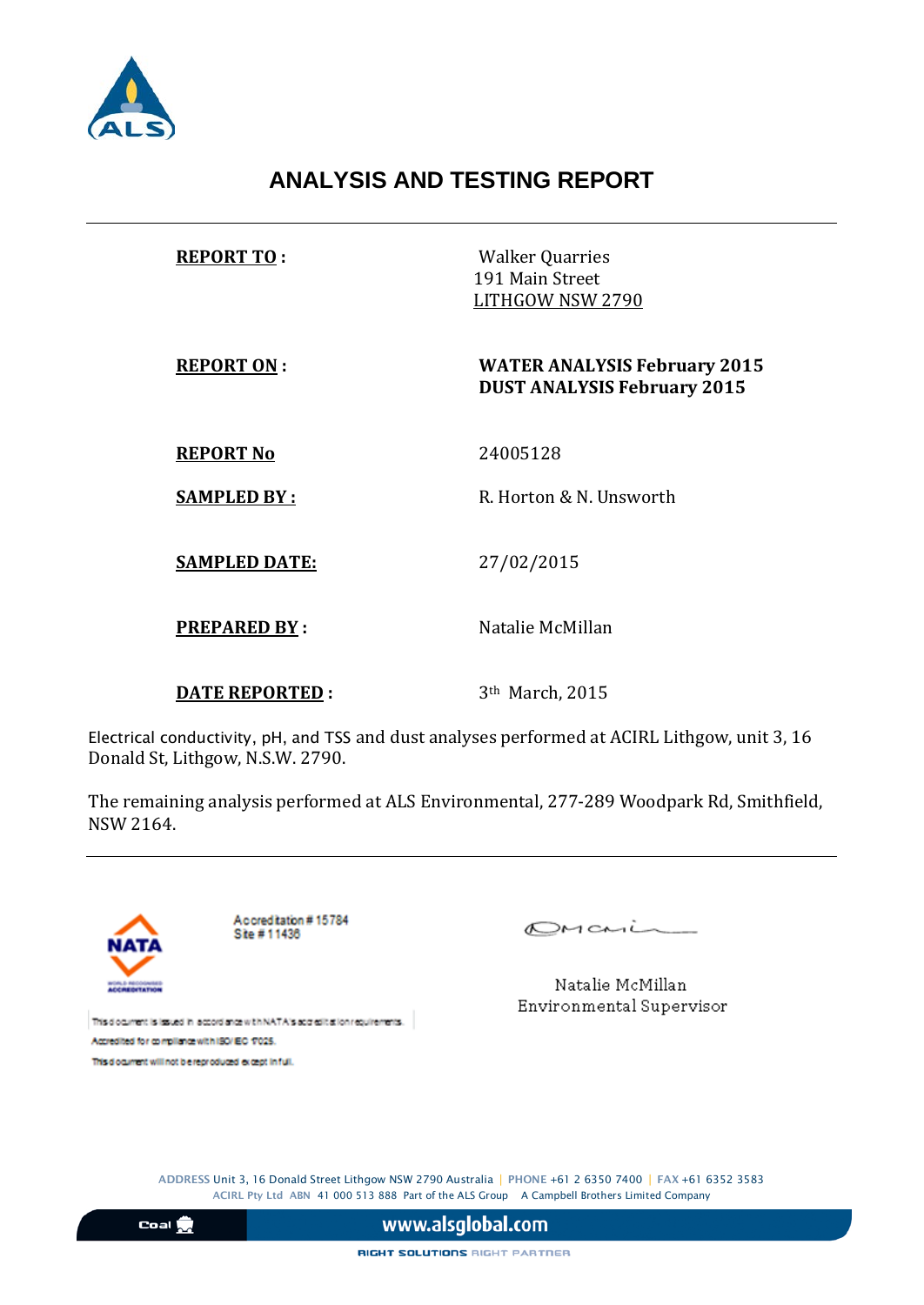# ANALYSIS AND TESTING REPORT

| | |
|---|---|
| **REPORT TO :** | Walker Quarries<br>191 Main Street<br>LITHGOW NSW 2790 |
| **REPORT ON :** | **WATER ANALYSIS February 2015**<br>**DUST ANALYSIS February 2015** |
| **REPORT No** | 24005128 |
| **SAMPLED BY :** | R. Horton & N. Unsworth |
| **SAMPLED DATE:** | 27/02/2015 |
| **PREPARED BY :** | Natalie McMillan |
| **DATE REPORTED :** | 3th March, 2015 |

Electrical conductivity, pH, and TSS and dust analyses performed at ACIRL Lithgow, unit 3, 16 Donald St, Lithgow, N.S.W. 2790.

The remaining analysis performed at ALS Environmental, 277-289 Woodpark Rd, Smithfield, NSW 2164.

NATA

Accreditation # 15784
Site # 11436

This document is issued in accordance with NATA's accreditation requirements.
Accredited for compliance with ISO/IEC 17025.
This document will not be reproduced except in full.

Natalie McMillan
Environmental Supervisor

ADDRESS Unit 3, 16 Donald Street Lithgow NSW 2790 Australia | PHONE +61 2 6350 7400 | FAX +61 6352 3583
ACIRL Pty Ltd ABN 41 000 513 888 Part of the ALS Group A Campbell Brothers Limited Company

www.alsglobal.com

RIGHT SOLUTIONS RIGHT PARTNER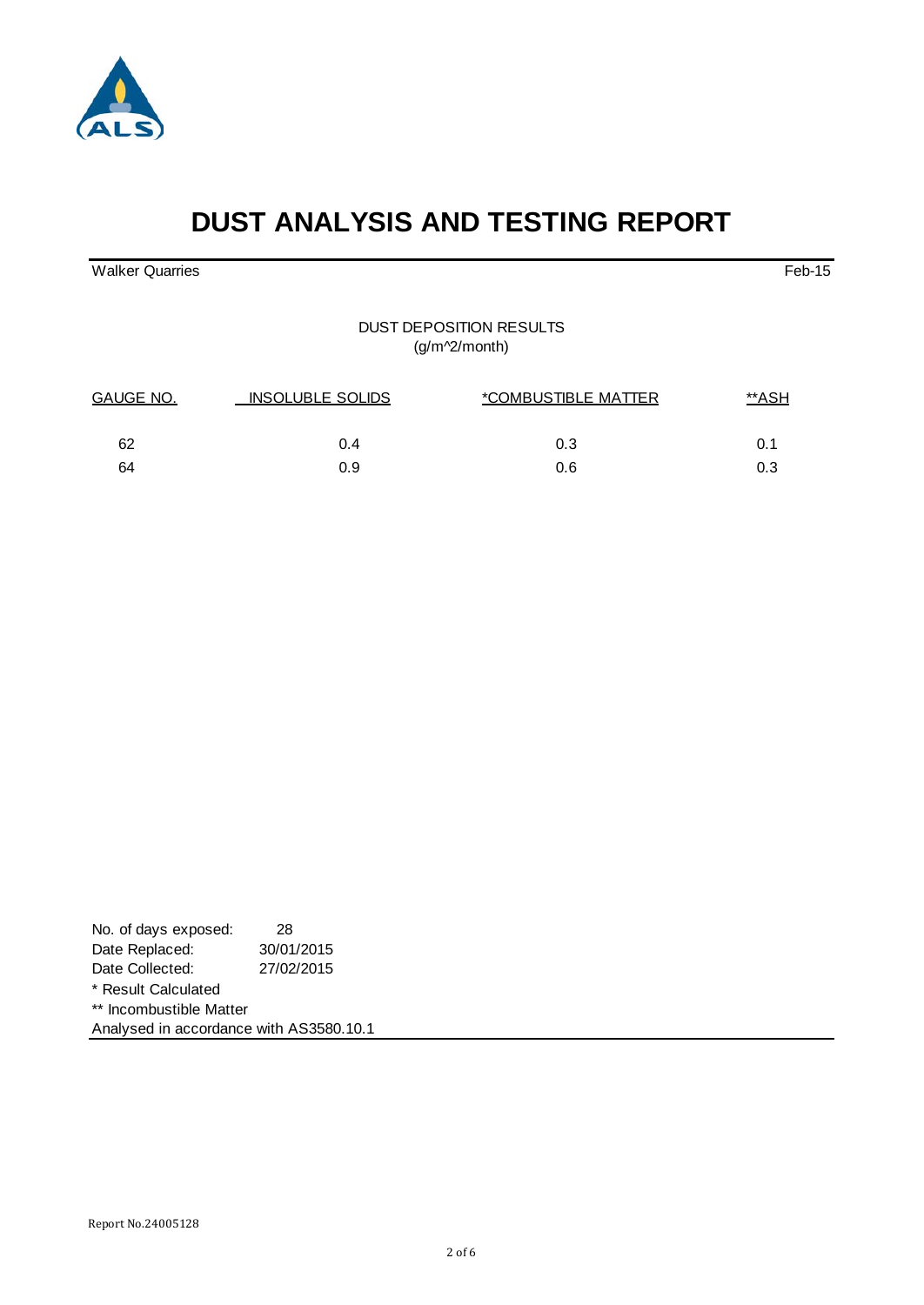# DUST ANALYSIS AND TESTING REPORT

Walker Quarries | Feb-15

DUST DEPOSITION RESULTS
(g/m^2/month)

| GAUGE NO. | INSOLUBLE SOLIDS | *COMBUSTIBLE MATTER | **ASH |
|---|---|---|---|
| 62 | 0.4 | 0.3 | 0.1 |
| 64 | 0.9 | 0.6 | 0.3 |

No. of days exposed: 28
Date Replaced: 30/01/2015
Date Collected: 27/02/2015
* Result Calculated
** Incombustible Matter
Analysed in accordance with AS3580.10.1

Report No.24005128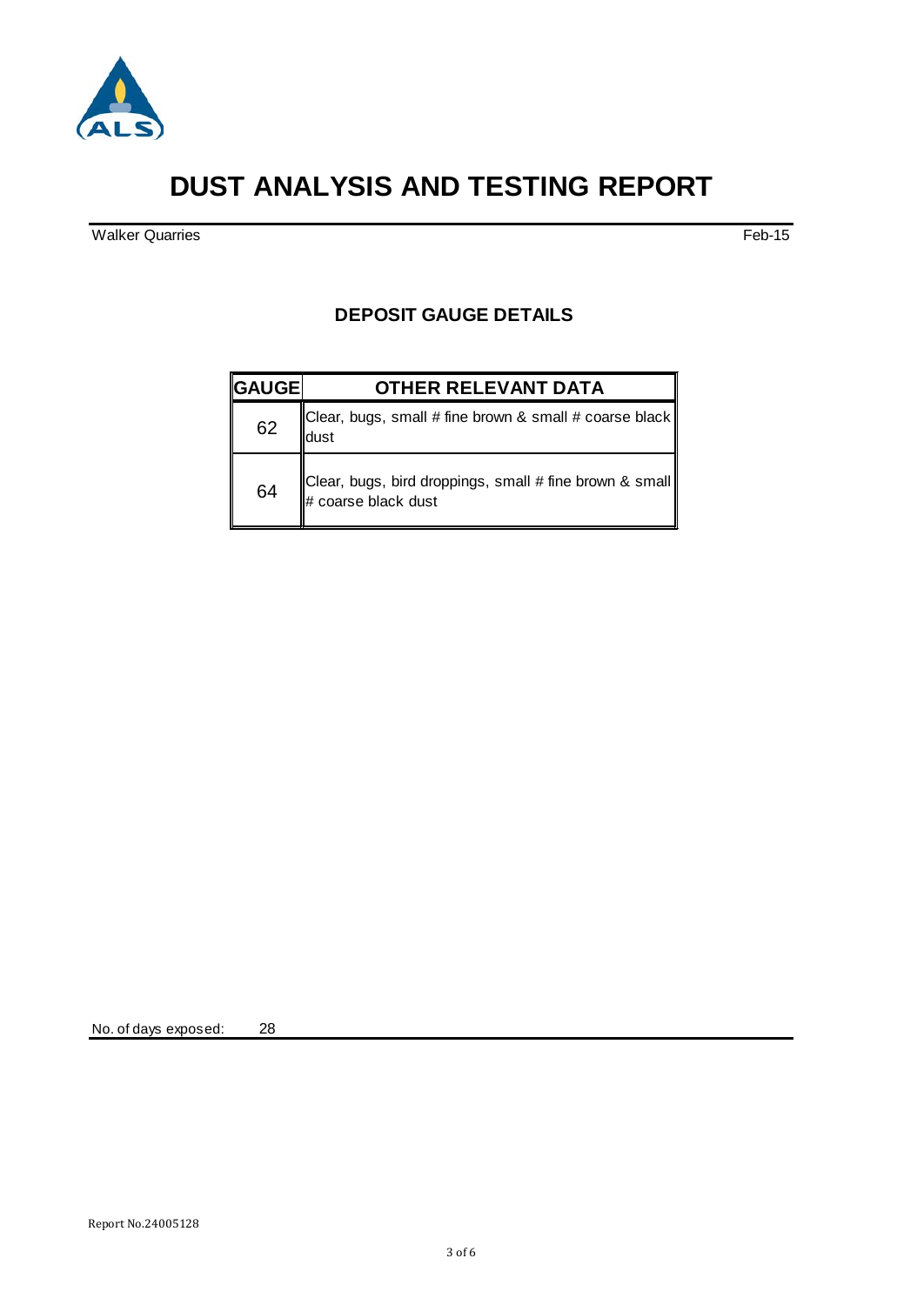# DUST ANALYSIS AND TESTING REPORT

Walker Quarries                                                                                     Feb-15

## DEPOSIT GAUGE DETAILS

| GAUGE | OTHER RELEVANT DATA |
|---|---|
| 62 | Clear, bugs, small # fine brown & small # coarse black dust |
| 64 | Clear, bugs, bird droppings, small # fine brown & small # coarse black dust |

No. of days exposed: 28

Report No.24005128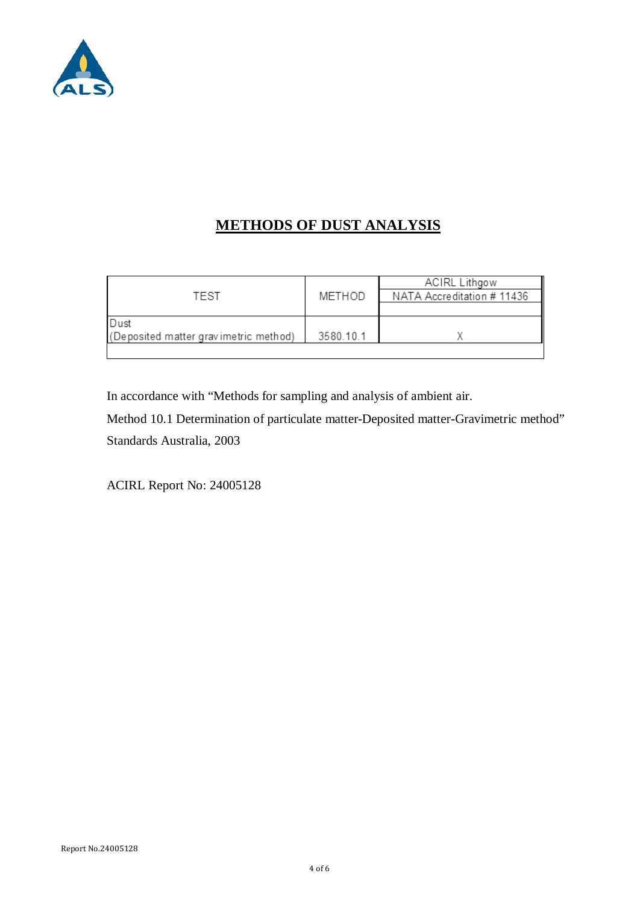# METHODS OF DUST ANALYSIS

| TEST | METHOD | ACIRL Lithgow<br>NATA Accreditation # 11436 |
|---|---|---|
| Dust<br>(Deposited matter gravimetric method) | 3580.10.1 | X |

In accordance with "Methods for sampling and analysis of ambient air.

Method 10.1 Determination of particulate matter-Deposited matter-Gravimetric method"

Standards Australia, 2003

ACIRL Report No: 24005128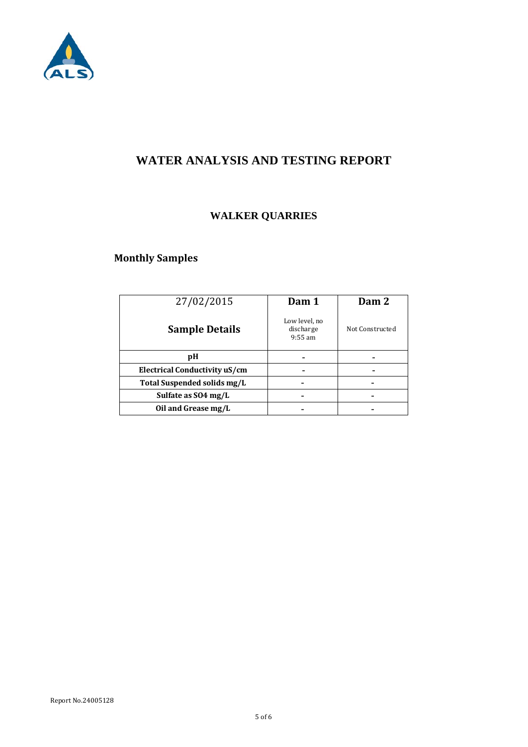# WATER ANALYSIS AND TESTING REPORT

## WALKER QUARRIES

### Monthly Samples

| 27/02/2015 <br> **Sample Details** | **Dam 1** <br> Low level, no discharge 9:55 am | **Dam 2** <br> Not Constructed |
|---|---|---|
| **pH** | - | - |
| **Electrical Conductivity uS/cm** | - | - |
| **Total Suspended solids mg/L** | - | - |
| **Sulfate as SO4 mg/L** | - | - |
| **Oil and Grease mg/L** | - | - |

Report No.24005128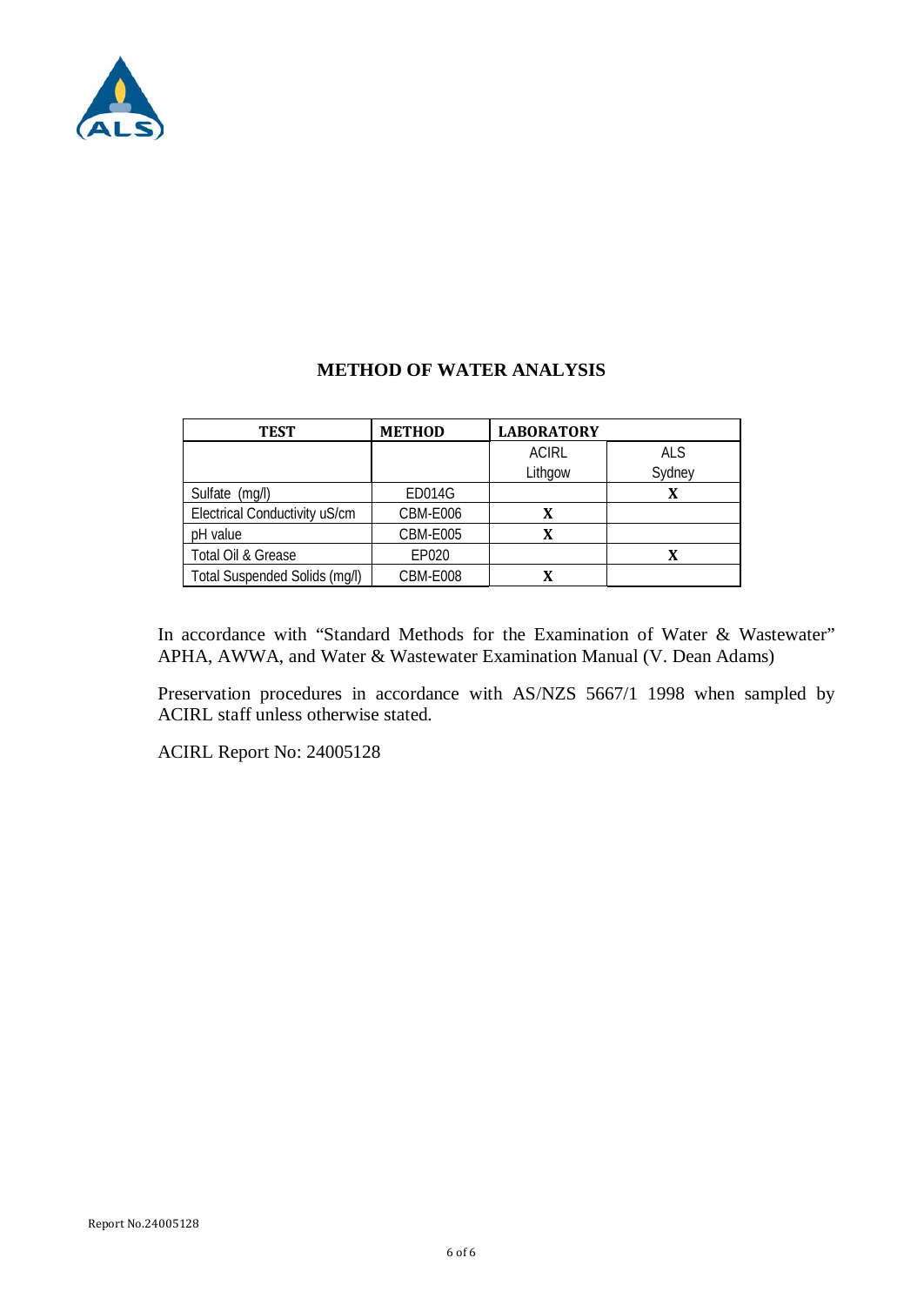# METHOD OF WATER ANALYSIS

| TEST | METHOD | LABORATORY | |
|---|---|---|---|
| | | ACIRL Lithgow | ALS Sydney |
| Sulfate (mg/l) | ED014G | | X |
| Electrical Conductivity uS/cm | CBM-E006 | X | |
| pH value | CBM-E005 | X | |
| Total Oil & Grease | EP020 | | X |
| Total Suspended Solids (mg/l) | CBM-E008 | X | |

In accordance with "Standard Methods for the Examination of Water & Wastewater" APHA, AWWA, and Water & Wastewater Examination Manual (V. Dean Adams)

Preservation procedures in accordance with AS/NZS 5667/1 1998 when sampled by ACIRL staff unless otherwise stated.

ACIRL Report No: 24005128